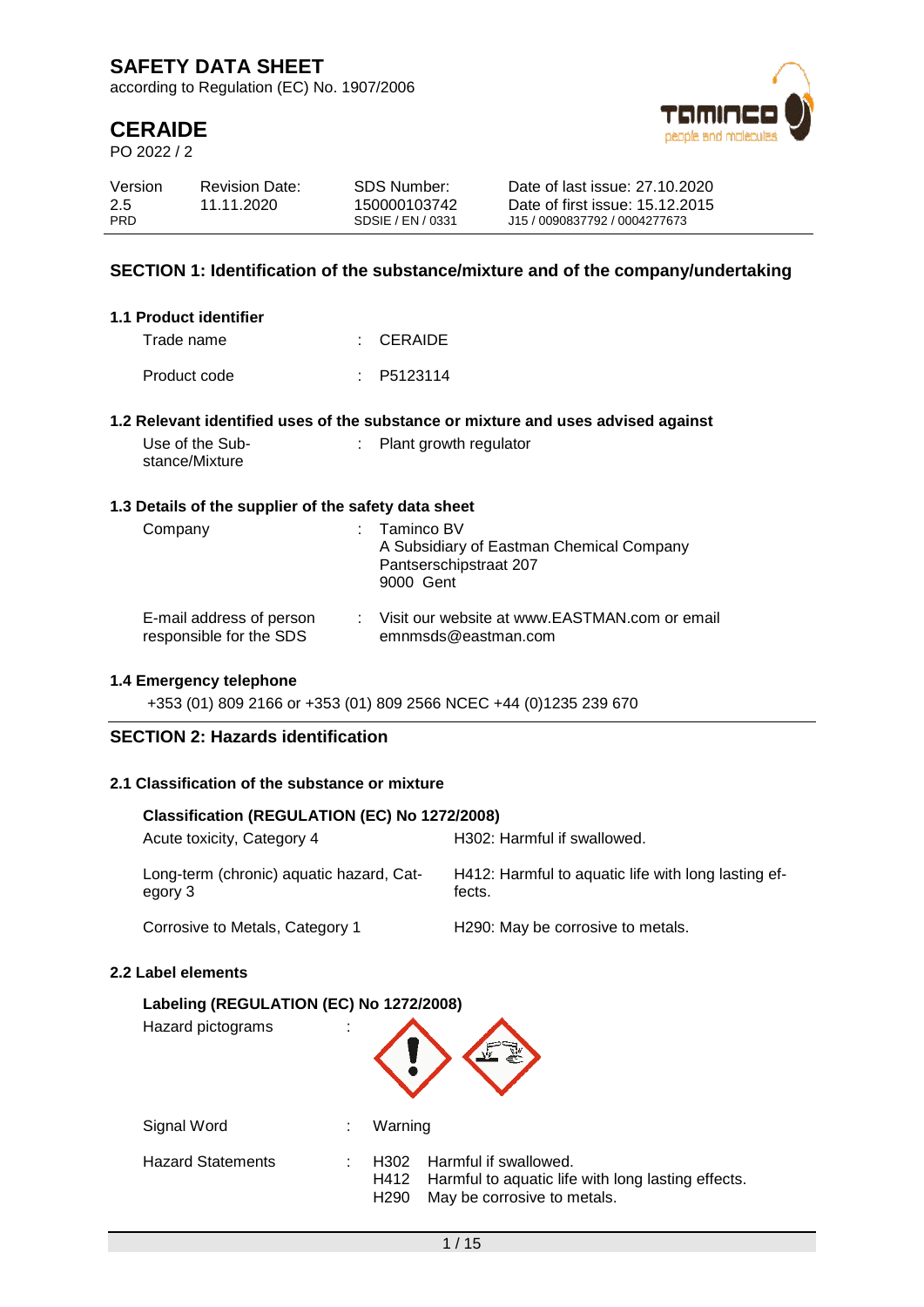# SAFETY DATA SHEET

according to Regulation (EC) No. 1907/2006

# CERAIDE

PO 2022 / 2

| Version | Revision Date: | SDS Number: | Date of last issue: 27.10.2020 |
| --- | --- | --- | --- |
| 2.5 | 11.11.2020 | 150000103742 | Date of first issue: 15.12.2015 |
| PRD | | SDSIE / EN / 0331 | J15 / 0090837792 / 0004277673 |

## SECTION 1: Identification of the substance/mixture and of the company/undertaking

### 1.1 Product identifier

Trade name : CERAIDE

Product code : P5123114

### 1.2 Relevant identified uses of the substance or mixture and uses advised against

Use of the Substance/Mixture : Plant growth regulator

### 1.3 Details of the supplier of the safety data sheet

Company : Taminco BV
A Subsidiary of Eastman Chemical Company
Pantserschipstraat 207
9000 Gent

E-mail address of person responsible for the SDS : Visit our website at www.EASTMAN.com or email emnmsds@eastman.com

### 1.4 Emergency telephone

+353 (01) 809 2166 or +353 (01) 809 2566 NCEC +44 (0)1235 239 670

## SECTION 2: Hazards identification

### 2.1 Classification of the substance or mixture

**Classification (REGULATION (EC) No 1272/2008)**

| | |
| --- | --- |
| Acute toxicity, Category 4 | H302: Harmful if swallowed. |
| Long-term (chronic) aquatic hazard, Category 3 | H412: Harmful to aquatic life with long lasting effects. |
| Corrosive to Metals, Category 1 | H290: May be corrosive to metals. |

### 2.2 Label elements

**Labeling (REGULATION (EC) No 1272/2008)**

Hazard pictograms :

Signal Word : Warning

Hazard Statements :
H302 Harmful if swallowed.
H412 Harmful to aquatic life with long lasting effects.
H290 May be corrosive to metals.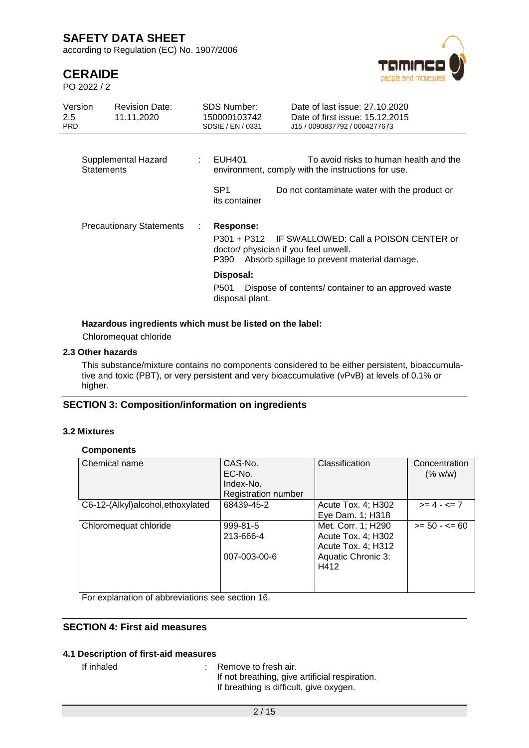| | | |
|---|---|---|
| Supplemental Hazard Statements | : | EUH401 To avoid risks to human health and the environment, comply with the instructions for use. |
| | | SP1 Do not contaminate water with the product or its container |
| Precautionary Statements | : | **Response:** |
| | | P301 + P312 IF SWALLOWED: Call a POISON CENTER or doctor/ physician if you feel unwell. |
| | | P390 Absorb spillage to prevent material damage. |
| | | **Disposal:** |
| | | P501 Dispose of contents/ container to an approved waste disposal plant. |

**Hazardous ingredients which must be listed on the label:**

Chloromequat chloride

### 2.3 Other hazards

This substance/mixture contains no components considered to be either persistent, bioaccumulative and toxic (PBT), or very persistent and very bioaccumulative (vPvB) at levels of 0.1% or higher.

## SECTION 3: Composition/information on ingredients

### 3.2 Mixtures

**Components**

| Chemical name | CAS-No.<br>EC-No.<br>Index-No.<br>Registration number | Classification | Concentration (% w/w) |
|---|---|---|---|
| C6-12-(Alkyl)alcohol,ethoxylated | 68439-45-2 | Acute Tox. 4; H302<br>Eye Dam. 1; H318 | >= 4 - <= 7 |
| Chloromequat chloride | 999-81-5<br>213-666-4<br><br>007-003-00-6 | Met. Corr. 1; H290<br>Acute Tox. 4; H302<br>Acute Tox. 4; H312<br>Aquatic Chronic 3; H412 | >= 50 - <= 60 |

For explanation of abbreviations see section 16.

## SECTION 4: First aid measures

### 4.1 Description of first-aid measures

| | | |
|---|---|---|
| If inhaled | : | Remove to fresh air.<br>If not breathing, give artificial respiration.<br>If breathing is difficult, give oxygen. |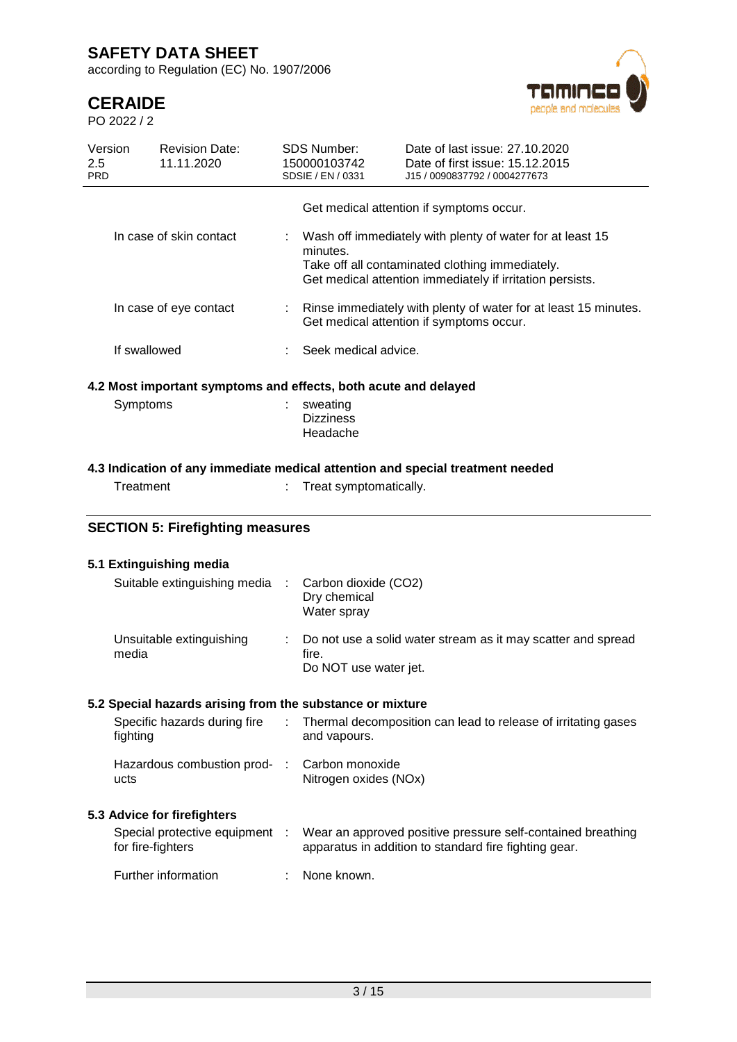Get medical attention if symptoms occur.

| | | |
|---|---|---|
| In case of skin contact | : | Wash off immediately with plenty of water for at least 15 minutes.<br>Take off all contaminated clothing immediately.<br>Get medical attention immediately if irritation persists. |
| In case of eye contact | : | Rinse immediately with plenty of water for at least 15 minutes.<br>Get medical attention if symptoms occur. |
| If swallowed | : | Seek medical advice. |

### 4.2 Most important symptoms and effects, both acute and delayed

| | | |
|---|---|---|
| Symptoms | : | sweating<br>Dizziness<br>Headache |

### 4.3 Indication of any immediate medical attention and special treatment needed

| | | |
|---|---|---|
| Treatment | : | Treat symptomatically. |

## SECTION 5: Firefighting measures

### 5.1 Extinguishing media

| | | |
|---|---|---|
| Suitable extinguishing media | : | Carbon dioxide ($CO_2$)<br>Dry chemical<br>Water spray |
| Unsuitable extinguishing media | : | Do not use a solid water stream as it may scatter and spread fire.<br>Do NOT use water jet. |

### 5.2 Special hazards arising from the substance or mixture

| | | |
|---|---|---|
| Specific hazards during fire fighting | : | Thermal decomposition can lead to release of irritating gases and vapours. |
| Hazardous combustion products | : | Carbon monoxide<br>Nitrogen oxides (NOx) |

### 5.3 Advice for firefighters

| | | |
|---|---|---|
| Special protective equipment for fire-fighters | : | Wear an approved positive pressure self-contained breathing apparatus in addition to standard fire fighting gear. |
| Further information | : | None known. |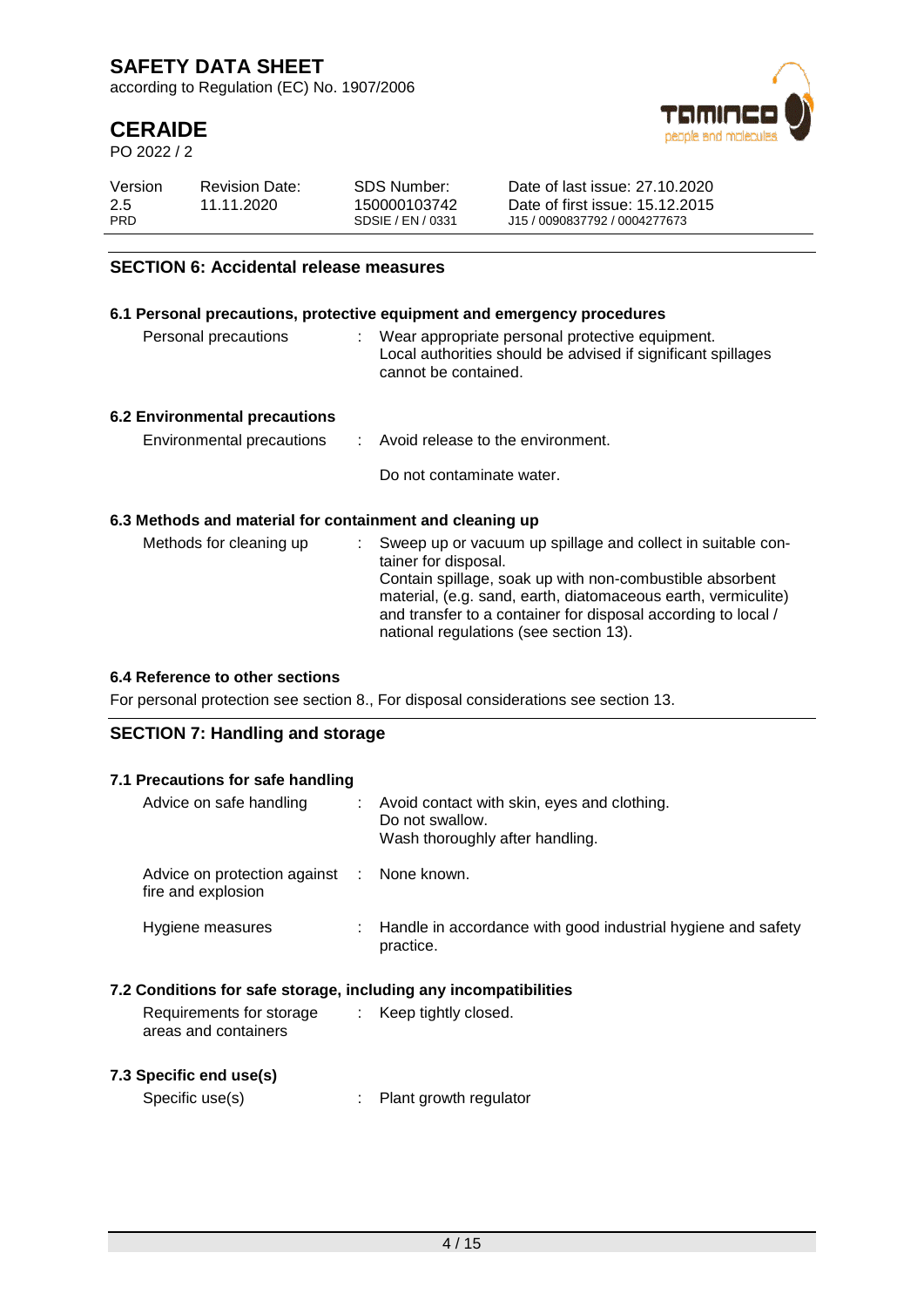## SECTION 6: Accidental release measures

### 6.1 Personal precautions, protective equipment and emergency procedures

| | | |
|---|---|---|
| Personal precautions | : | Wear appropriate personal protective equipment. Local authorities should be advised if significant spillages cannot be contained. |

### 6.2 Environmental precautions

| | | |
|---|---|---|
| Environmental precautions | : | Avoid release to the environment. <br><br> Do not contaminate water. |

### 6.3 Methods and material for containment and cleaning up

| | | |
|---|---|---|
| Methods for cleaning up | : | Sweep up or vacuum up spillage and collect in suitable container for disposal. Contain spillage, soak up with non-combustible absorbent material, (e.g. sand, earth, diatomaceous earth, vermiculite) and transfer to a container for disposal according to local / national regulations (see section 13). |

### 6.4 Reference to other sections

For personal protection see section 8., For disposal considerations see section 13.

## SECTION 7: Handling and storage

### 7.1 Precautions for safe handling

| | | |
|---|---|---|
| Advice on safe handling | : | Avoid contact with skin, eyes and clothing. Do not swallow. Wash thoroughly after handling. |
| Advice on protection against fire and explosion | : | None known. |
| Hygiene measures | : | Handle in accordance with good industrial hygiene and safety practice. |

### 7.2 Conditions for safe storage, including any incompatibilities

| | | |
|---|---|---|
| Requirements for storage areas and containers | : | Keep tightly closed. |

### 7.3 Specific end use(s)

| | | |
|---|---|---|
| Specific use(s) | : | Plant growth regulator |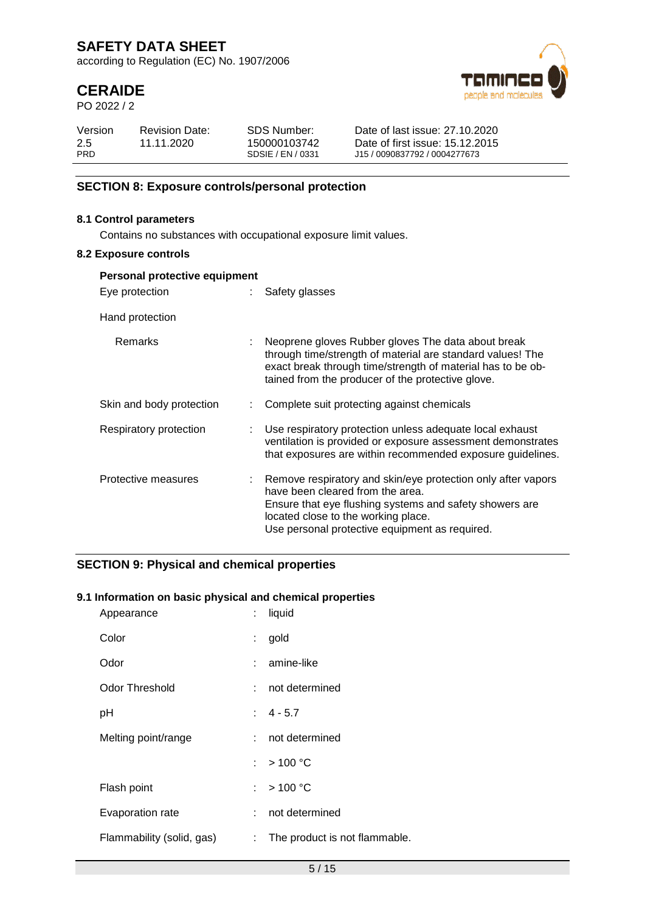## SECTION 8: Exposure controls/personal protection

### 8.1 Control parameters

Contains no substances with occupational exposure limit values.

### 8.2 Exposure controls

**Personal protective equipment**

| | | |
|---|---|---|
| Eye protection | : | Safety glasses |
| Hand protection | | |
| Remarks | : | Neoprene gloves Rubber gloves The data about break through time/strength of material are standard values! The exact break through time/strength of material has to be obtained from the producer of the protective glove. |
| Skin and body protection | : | Complete suit protecting against chemicals |
| Respiratory protection | : | Use respiratory protection unless adequate local exhaust ventilation is provided or exposure assessment demonstrates that exposures are within recommended exposure guidelines. |
| Protective measures | : | Remove respiratory and skin/eye protection only after vapors have been cleared from the area.<br>Ensure that eye flushing systems and safety showers are located close to the working place.<br>Use personal protective equipment as required. |

## SECTION 9: Physical and chemical properties

### 9.1 Information on basic physical and chemical properties

| | | |
|---|---|---|
| Appearance | : | liquid |
| Color | : | gold |
| Odor | : | amine-like |
| Odor Threshold | : | not determined |
| pH | : | 4 - 5.7 |
| Melting point/range | : | not determined |
| | : | > 100 °C |
| Flash point | : | > 100 °C |
| Evaporation rate | : | not determined |
| Flammability (solid, gas) | : | The product is not flammable. |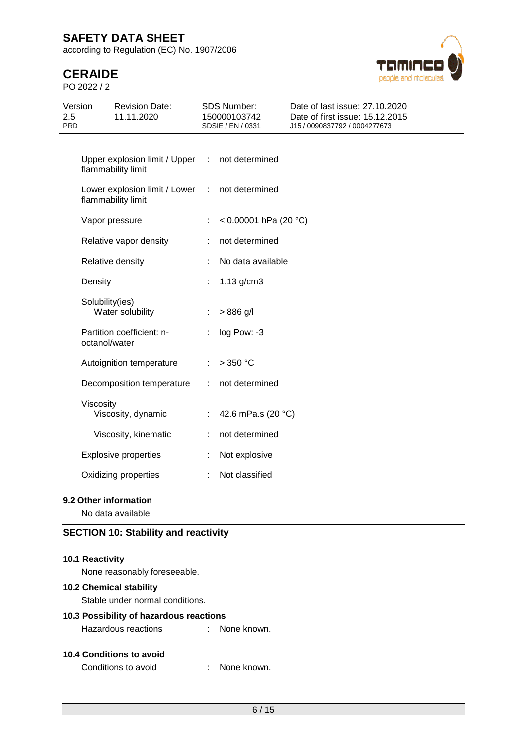| | | |
|---|---|---|
| Upper explosion limit / Upper flammability limit | : | not determined |
| Lower explosion limit / Lower flammability limit | : | not determined |
| Vapor pressure | : | < 0.00001 hPa (20 °C) |
| Relative vapor density | : | not determined |
| Relative density | : | No data available |
| Density | : | 1.13 g/cm3 |
| Solubility(ies) Water solubility | : | > 886 g/l |
| Partition coefficient: n-octanol/water | : | log Pow: -3 |
| Autoignition temperature | : | > 350 °C |
| Decomposition temperature | : | not determined |
| Viscosity Viscosity, dynamic | : | 42.6 mPa.s (20 °C) |
| Viscosity, kinematic | : | not determined |
| Explosive properties | : | Not explosive |
| Oxidizing properties | : | Not classified |

### 9.2 Other information

No data available

## SECTION 10: Stability and reactivity

### 10.1 Reactivity

None reasonably foreseeable.

### 10.2 Chemical stability

Stable under normal conditions.

### 10.3 Possibility of hazardous reactions

Hazardous reactions : None known.

### 10.4 Conditions to avoid

Conditions to avoid : None known.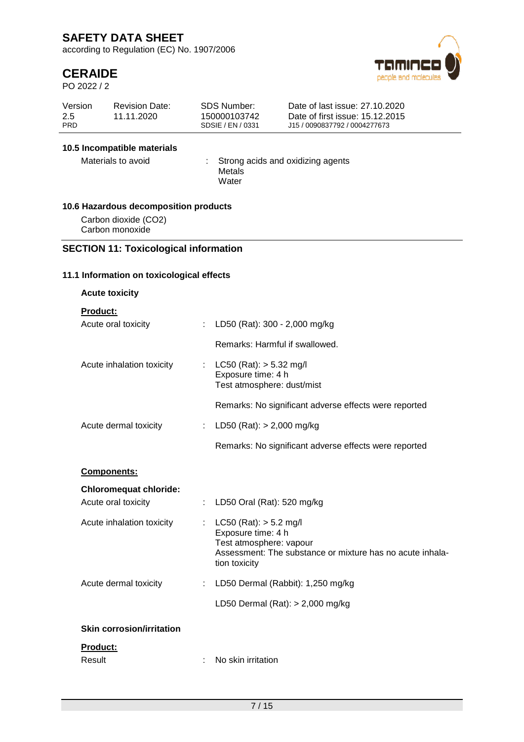### 10.5 Incompatible materials

Materials to avoid : Strong acids and oxidizing agents
Metals
Water

### 10.6 Hazardous decomposition products

Carbon dioxide ($CO_2$)
Carbon monoxide

## SECTION 11: Toxicological information

### 11.1 Information on toxicological effects

**Acute toxicity**

**Product:**

| | |
|---|---|
| Acute oral toxicity | : LD50 (Rat): 300 - 2,000 mg/kg<br><br>Remarks: Harmful if swallowed. |
| Acute inhalation toxicity | : LC50 (Rat): > 5.32 mg/l<br>Exposure time: 4 h<br>Test atmosphere: dust/mist<br><br>Remarks: No significant adverse effects were reported |
| Acute dermal toxicity | : LD50 (Rat): > 2,000 mg/kg<br><br>Remarks: No significant adverse effects were reported |

**Components:**

**Chloromequat chloride:**

| | |
|---|---|
| Acute oral toxicity | : LD50 Oral (Rat): 520 mg/kg |
| Acute inhalation toxicity | : LC50 (Rat): > 5.2 mg/l<br>Exposure time: 4 h<br>Test atmosphere: vapour<br>Assessment: The substance or mixture has no acute inhalation toxicity |
| Acute dermal toxicity | : LD50 Dermal (Rabbit): 1,250 mg/kg<br><br>LD50 Dermal (Rat): > 2,000 mg/kg |

**Skin corrosion/irritation**

**Product:**

Result : No skin irritation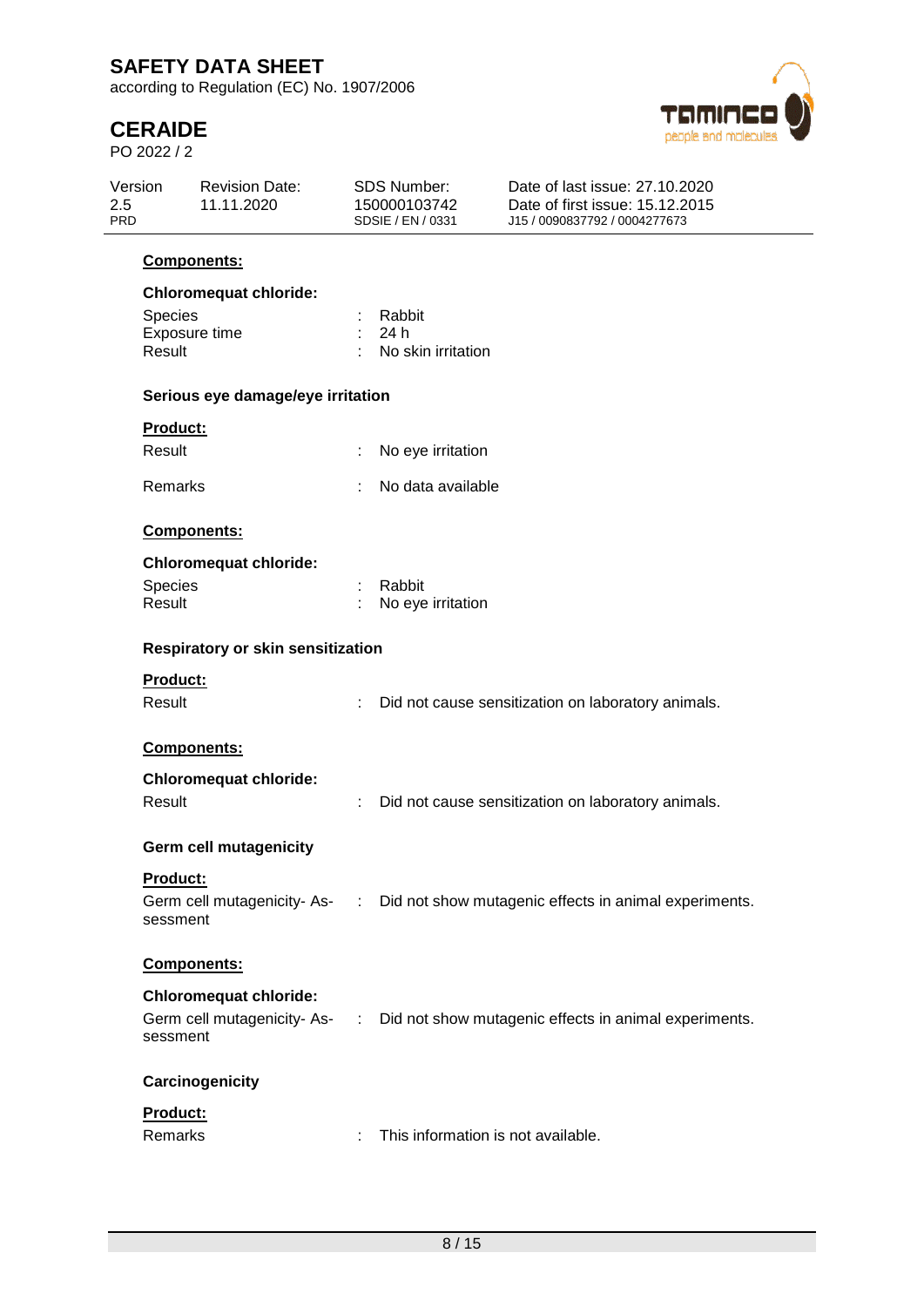**Components:**

**Chloromequat chloride:**

| | | |
|---|---|---|
| Species | : | Rabbit |
| Exposure time | : | 24 h |
| Result | : | No skin irritation |

**Serious eye damage/eye irritation**

**Product:**

| | | |
|---|---|---|
| Result | : | No eye irritation |
| Remarks | : | No data available |

**Components:**

**Chloromequat chloride:**

| | | |
|---|---|---|
| Species | : | Rabbit |
| Result | : | No eye irritation |

**Respiratory or skin sensitization**

**Product:**

| | | |
|---|---|---|
| Result | : | Did not cause sensitization on laboratory animals. |

**Components:**

**Chloromequat chloride:**

| | | |
|---|---|---|
| Result | : | Did not cause sensitization on laboratory animals. |

**Germ cell mutagenicity**

**Product:**

| | | |
|---|---|---|
| Germ cell mutagenicity- Assessment | : | Did not show mutagenic effects in animal experiments. |

**Components:**

**Chloromequat chloride:**

| | | |
|---|---|---|
| Germ cell mutagenicity- Assessment | : | Did not show mutagenic effects in animal experiments. |

**Carcinogenicity**

**Product:**

| | | |
|---|---|---|
| Remarks | : | This information is not available. |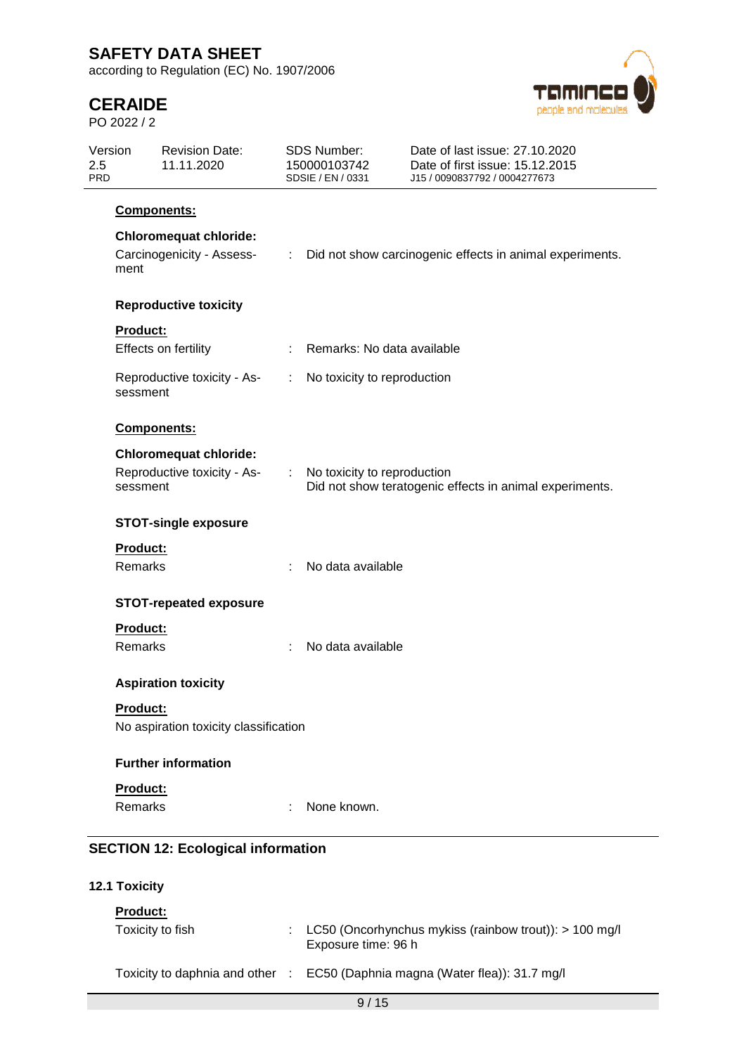**Components:**

**Chloromequat chloride:**

Carcinogenicity - Assessment : Did not show carcinogenic effects in animal experiments.

**Reproductive toxicity**

**Product:**

Effects on fertility : Remarks: No data available

Reproductive toxicity - Assessment : No toxicity to reproduction

**Components:**

**Chloromequat chloride:**

Reproductive toxicity - Assessment : No toxicity to reproduction
Did not show teratogenic effects in animal experiments.

**STOT-single exposure**

**Product:**

Remarks : No data available

**STOT-repeated exposure**

**Product:**

Remarks : No data available

**Aspiration toxicity**

**Product:**

No aspiration toxicity classification

**Further information**

**Product:**

Remarks : None known.

## SECTION 12: Ecological information

### 12.1 Toxicity

**Product:**

Toxicity to fish : LC50 (Oncorhynchus mykiss (rainbow trout)): > 100 mg/l
Exposure time: 96 h

Toxicity to daphnia and other : EC50 (Daphnia magna (Water flea)): 31.7 mg/l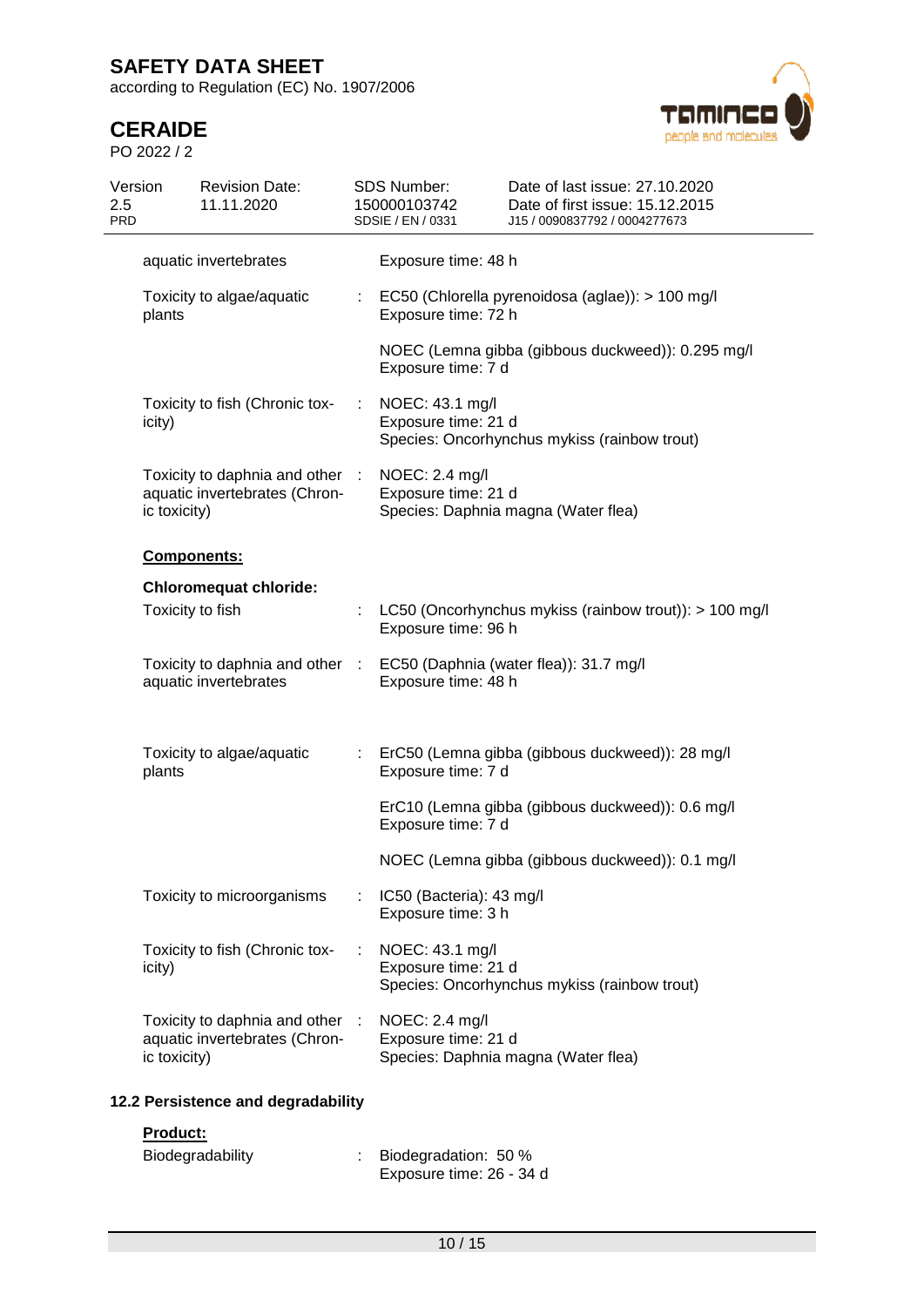| | | |
|---|---|---|
| aquatic invertebrates | | Exposure time: 48 h |
| Toxicity to algae/aquatic plants | : | EC50 (Chlorella pyrenoidosa (aglae)): > 100 mg/l<br>Exposure time: 72 h |
| | | NOEC (Lemna gibba (gibbous duckweed)): 0.295 mg/l<br>Exposure time: 7 d |
| Toxicity to fish (Chronic toxicity) | : | NOEC: 43.1 mg/l<br>Exposure time: 21 d<br>Species: Oncorhynchus mykiss (rainbow trout) |
| Toxicity to daphnia and other aquatic invertebrates (Chronic toxicity) | : | NOEC: 2.4 mg/l<br>Exposure time: 21 d<br>Species: Daphnia magna (Water flea) |

**Components:**

**Chloromequat chloride:**

| | | |
|---|---|---|
| Toxicity to fish | : | LC50 (Oncorhynchus mykiss (rainbow trout)): > 100 mg/l<br>Exposure time: 96 h |
| Toxicity to daphnia and other aquatic invertebrates | : | EC50 (Daphnia (water flea)): 31.7 mg/l<br>Exposure time: 48 h |
| Toxicity to algae/aquatic plants | : | ErC50 (Lemna gibba (gibbous duckweed)): 28 mg/l<br>Exposure time: 7 d |
| | | ErC10 (Lemna gibba (gibbous duckweed)): 0.6 mg/l<br>Exposure time: 7 d |
| | | NOEC (Lemna gibba (gibbous duckweed)): 0.1 mg/l |
| Toxicity to microorganisms | : | IC50 (Bacteria): 43 mg/l<br>Exposure time: 3 h |
| Toxicity to fish (Chronic toxicity) | : | NOEC: 43.1 mg/l<br>Exposure time: 21 d<br>Species: Oncorhynchus mykiss (rainbow trout) |
| Toxicity to daphnia and other aquatic invertebrates (Chronic toxicity) | : | NOEC: 2.4 mg/l<br>Exposure time: 21 d<br>Species: Daphnia magna (Water flea) |

### 12.2 Persistence and degradability

**Product:**

| | | |
|---|---|---|
| Biodegradability | : | Biodegradation: 50 %<br>Exposure time: 26 - 34 d |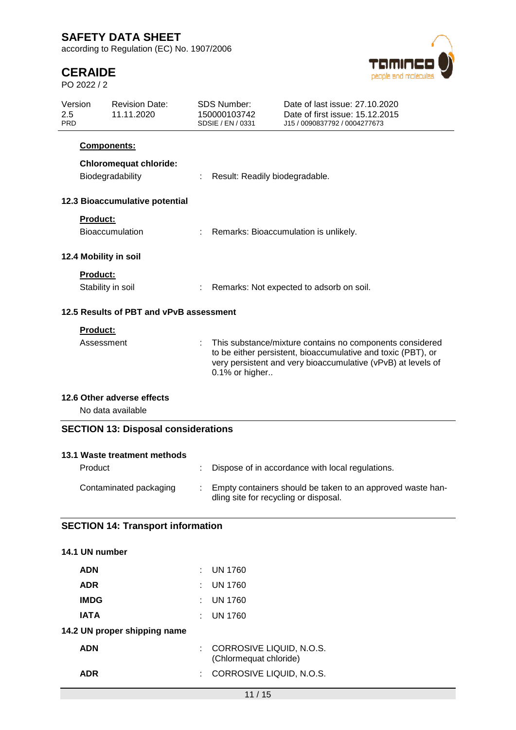**Components:**

**Chloromequat chloride:**

| | | |
|---|---|---|
| Biodegradability | : | Result: Readily biodegradable. |

### 12.3 Bioaccumulative potential

**Product:**

| | | |
|---|---|---|
| Bioaccumulation | : | Remarks: Bioaccumulation is unlikely. |

### 12.4 Mobility in soil

**Product:**

| | | |
|---|---|---|
| Stability in soil | : | Remarks: Not expected to adsorb on soil. |

### 12.5 Results of PBT and vPvB assessment

**Product:**

| | | |
|---|---|---|
| Assessment | : | This substance/mixture contains no components considered to be either persistent, bioaccumulative and toxic (PBT), or very persistent and very bioaccumulative (vPvB) at levels of 0.1% or higher.. |

### 12.6 Other adverse effects

No data available

## SECTION 13: Disposal considerations

### 13.1 Waste treatment methods

| | | |
|---|---|---|
| Product | : | Dispose of in accordance with local regulations. |
| Contaminated packaging | : | Empty containers should be taken to an approved waste handling site for recycling or disposal. |

## SECTION 14: Transport information

### 14.1 UN number

| | | |
|---|---|---|
| **ADN** | : | UN 1760 |
| **ADR** | : | UN 1760 |
| **IMDG** | : | UN 1760 |
| **IATA** | : | UN 1760 |

### 14.2 UN proper shipping name

| | | |
|---|---|---|
| **ADN** | : | CORROSIVE LIQUID, N.O.S. (Chlormequat chloride) |
| **ADR** | : | CORROSIVE LIQUID, N.O.S. |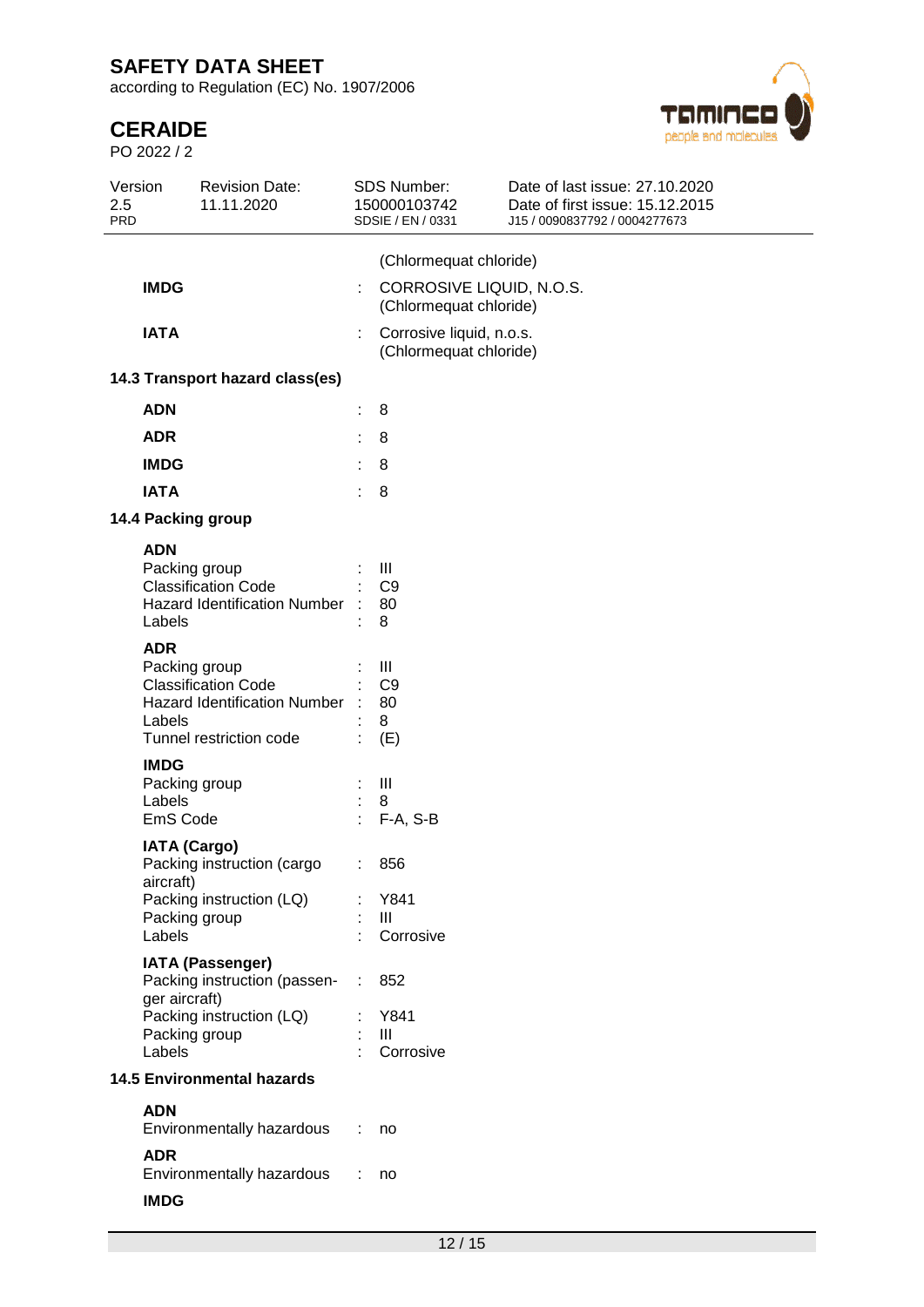(Chlormequat chloride)

| | | |
|---|---|---|
| **IMDG** | : | CORROSIVE LIQUID, N.O.S. (Chlormequat chloride) |
| **IATA** | : | Corrosive liquid, n.o.s. (Chlormequat chloride) |

## 14.3 Transport hazard class(es)

| | | |
|---|---|---|
| **ADN** | : | 8 |
| **ADR** | : | 8 |
| **IMDG** | : | 8 |
| **IATA** | : | 8 |

## 14.4 Packing group

**ADN**

| | | |
|---|---|---|
| Packing group | : | III |
| Classification Code | : | C9 |
| Hazard Identification Number | : | 80 |
| Labels | : | 8 |

**ADR**

| | | |
|---|---|---|
| Packing group | : | III |
| Classification Code | : | C9 |
| Hazard Identification Number | : | 80 |
| Labels | : | 8 |
| Tunnel restriction code | : | (E) |

**IMDG**

| | | |
|---|---|---|
| Packing group | : | III |
| Labels | : | 8 |
| EmS Code | : | F-A, S-B |

**IATA (Cargo)**

| | | |
|---|---|---|
| Packing instruction (cargo aircraft) | : | 856 |
| Packing instruction (LQ) | : | Y841 |
| Packing group | : | III |
| Labels | : | Corrosive |

**IATA (Passenger)**

| | | |
|---|---|---|
| Packing instruction (passenger aircraft) | : | 852 |
| Packing instruction (LQ) | : | Y841 |
| Packing group | : | III |
| Labels | : | Corrosive |

## 14.5 Environmental hazards

**ADN**

| | | |
|---|---|---|
| Environmentally hazardous | : | no |

**ADR**

| | | |
|---|---|---|
| Environmentally hazardous | : | no |

**IMDG**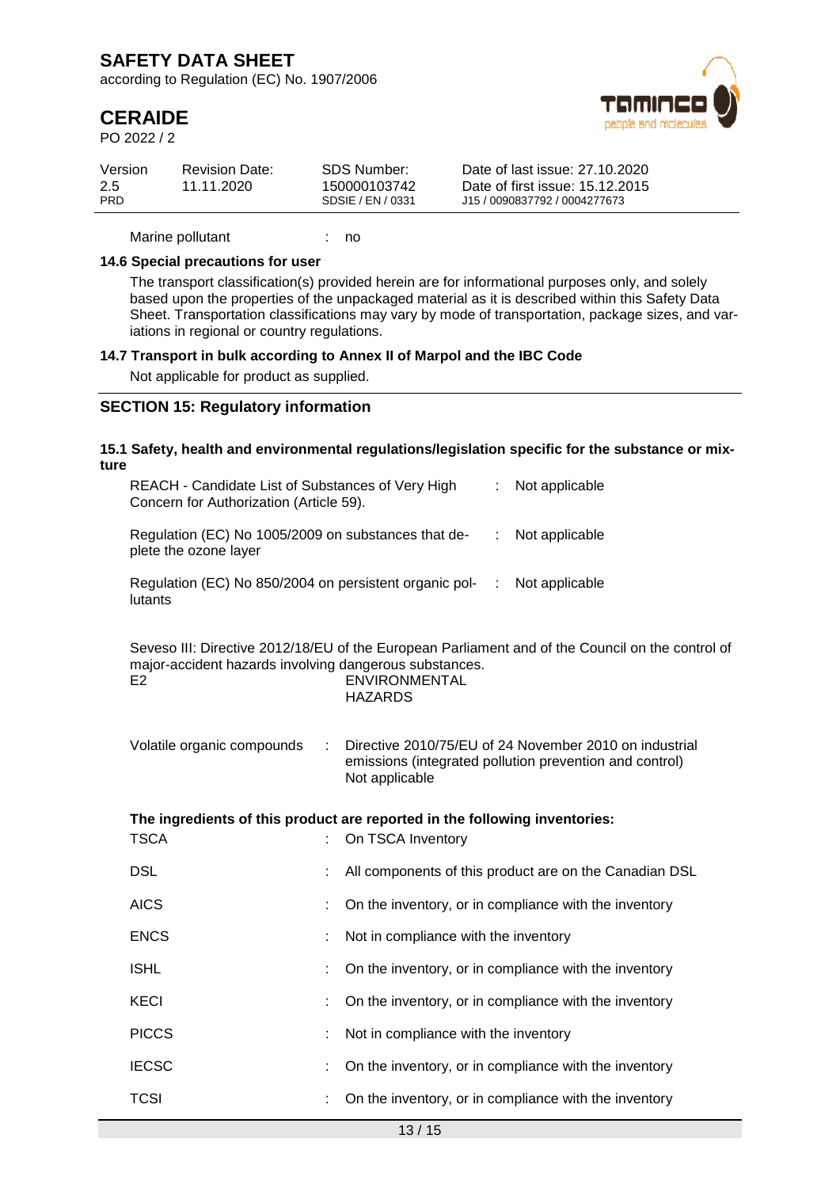Marine pollutant : no

### 14.6 Special precautions for user

The transport classification(s) provided herein are for informational purposes only, and solely based upon the properties of the unpackaged material as it is described within this Safety Data Sheet. Transportation classifications may vary by mode of transportation, package sizes, and variations in regional or country regulations.

### 14.7 Transport in bulk according to Annex II of Marpol and the IBC Code

Not applicable for product as supplied.

## SECTION 15: Regulatory information

### 15.1 Safety, health and environmental regulations/legislation specific for the substance or mixture

| | | |
|---|---|---|
| REACH - Candidate List of Substances of Very High Concern for Authorization (Article 59). | : | Not applicable |
| Regulation (EC) No 1005/2009 on substances that deplete the ozone layer | : | Not applicable |
| Regulation (EC) No 850/2004 on persistent organic pollutants | : | Not applicable |

Seveso III: Directive 2012/18/EU of the European Parliament and of the Council on the control of major-accident hazards involving dangerous substances.

| | |
|---|---|
| E2 | ENVIRONMENTAL HAZARDS |

| | | |
|---|---|---|
| Volatile organic compounds | : | Directive 2010/75/EU of 24 November 2010 on industrial emissions (integrated pollution prevention and control) Not applicable |

**The ingredients of this product are reported in the following inventories:**

| | | |
|---|---|---|
| TSCA | : | On TSCA Inventory |
| DSL | : | All components of this product are on the Canadian DSL |
| AICS | : | On the inventory, or in compliance with the inventory |
| ENCS | : | Not in compliance with the inventory |
| ISHL | : | On the inventory, or in compliance with the inventory |
| KECI | : | On the inventory, or in compliance with the inventory |
| PICCS | : | Not in compliance with the inventory |
| IECSC | : | On the inventory, or in compliance with the inventory |
| TCSI | : | On the inventory, or in compliance with the inventory |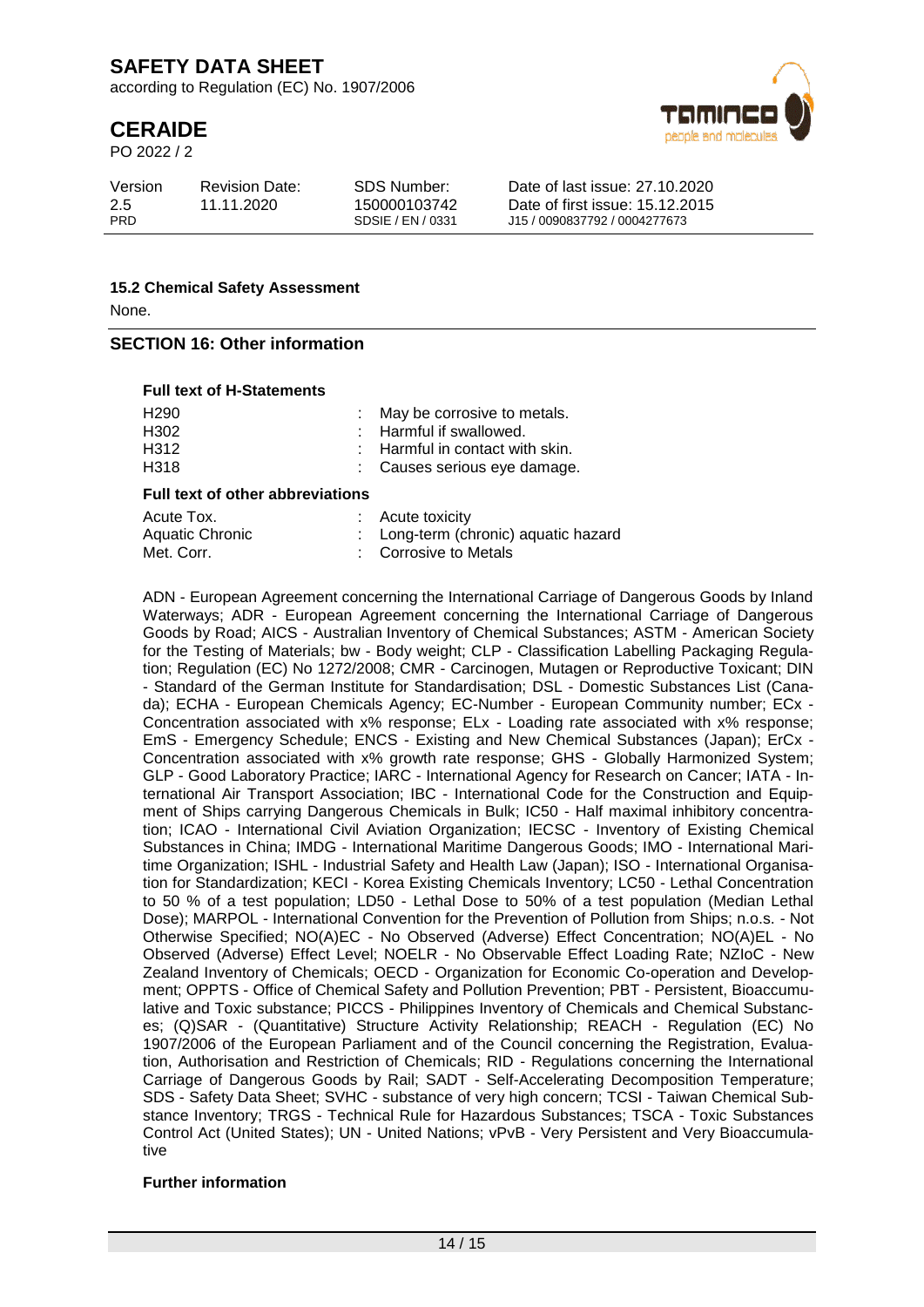#### 15.2 Chemical Safety Assessment

None.

## SECTION 16: Other information

### Full text of H-Statements

| | | |
|---|---|---|
| H290 | : | May be corrosive to metals. |
| H302 | : | Harmful if swallowed. |
| H312 | : | Harmful in contact with skin. |
| H318 | : | Causes serious eye damage. |

### Full text of other abbreviations

| | | |
|---|---|---|
| Acute Tox. | : | Acute toxicity |
| Aquatic Chronic | : | Long-term (chronic) aquatic hazard |
| Met. Corr. | : | Corrosive to Metals |

ADN - European Agreement concerning the International Carriage of Dangerous Goods by Inland Waterways; ADR - European Agreement concerning the International Carriage of Dangerous Goods by Road; AICS - Australian Inventory of Chemical Substances; ASTM - American Society for the Testing of Materials; bw - Body weight; CLP - Classification Labelling Packaging Regulation; Regulation (EC) No 1272/2008; CMR - Carcinogen, Mutagen or Reproductive Toxicant; DIN - Standard of the German Institute for Standardisation; DSL - Domestic Substances List (Canada); ECHA - European Chemicals Agency; EC-Number - European Community number; ECx - Concentration associated with x% response; ELx - Loading rate associated with x% response; EmS - Emergency Schedule; ENCS - Existing and New Chemical Substances (Japan); ErCx - Concentration associated with x% growth rate response; GHS - Globally Harmonized System; GLP - Good Laboratory Practice; IARC - International Agency for Research on Cancer; IATA - International Air Transport Association; IBC - International Code for the Construction and Equipment of Ships carrying Dangerous Chemicals in Bulk; IC50 - Half maximal inhibitory concentration; ICAO - International Civil Aviation Organization; IECSC - Inventory of Existing Chemical Substances in China; IMDG - International Maritime Dangerous Goods; IMO - International Maritime Organization; ISHL - Industrial Safety and Health Law (Japan); ISO - International Organisation for Standardization; KECI - Korea Existing Chemicals Inventory; LC50 - Lethal Concentration to 50 % of a test population; LD50 - Lethal Dose to 50% of a test population (Median Lethal Dose); MARPOL - International Convention for the Prevention of Pollution from Ships; n.o.s. - Not Otherwise Specified; NO(A)EC - No Observed (Adverse) Effect Concentration; NO(A)EL - No Observed (Adverse) Effect Level; NOELR - No Observable Effect Loading Rate; NZIoC - New Zealand Inventory of Chemicals; OECD - Organization for Economic Co-operation and Development; OPPTS - Office of Chemical Safety and Pollution Prevention; PBT - Persistent, Bioaccumulative and Toxic substance; PICCS - Philippines Inventory of Chemicals and Chemical Substances; (Q)SAR - (Quantitative) Structure Activity Relationship; REACH - Regulation (EC) No 1907/2006 of the European Parliament and of the Council concerning the Registration, Evaluation, Authorisation and Restriction of Chemicals; RID - Regulations concerning the International Carriage of Dangerous Goods by Rail; SADT - Self-Accelerating Decomposition Temperature; SDS - Safety Data Sheet; SVHC - substance of very high concern; TCSI - Taiwan Chemical Substance Inventory; TRGS - Technical Rule for Hazardous Substances; TSCA - Toxic Substances Control Act (United States); UN - United Nations; vPvB - Very Persistent and Very Bioaccumulative

### Further information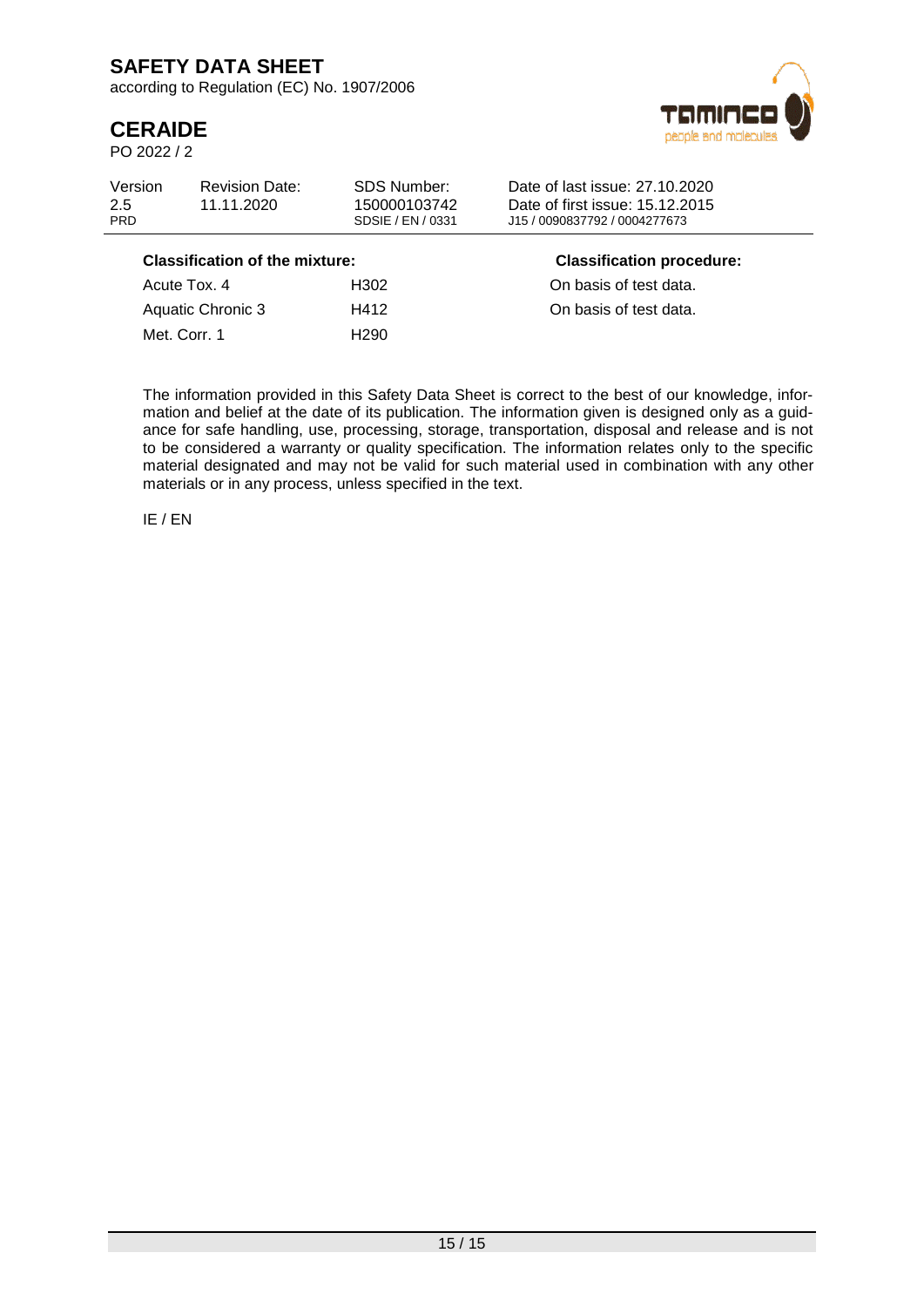| Classification of the mixture: | | Classification procedure: |
|---|---|---|
| Acute Tox. 4 | H302 | On basis of test data. |
| Aquatic Chronic 3 | H412 | On basis of test data. |
| Met. Corr. 1 | H290 | |

The information provided in this Safety Data Sheet is correct to the best of our knowledge, information and belief at the date of its publication. The information given is designed only as a guidance for safe handling, use, processing, storage, transportation, disposal and release and is not to be considered a warranty or quality specification. The information relates only to the specific material designated and may not be valid for such material used in combination with any other materials or in any process, unless specified in the text.

IE / EN